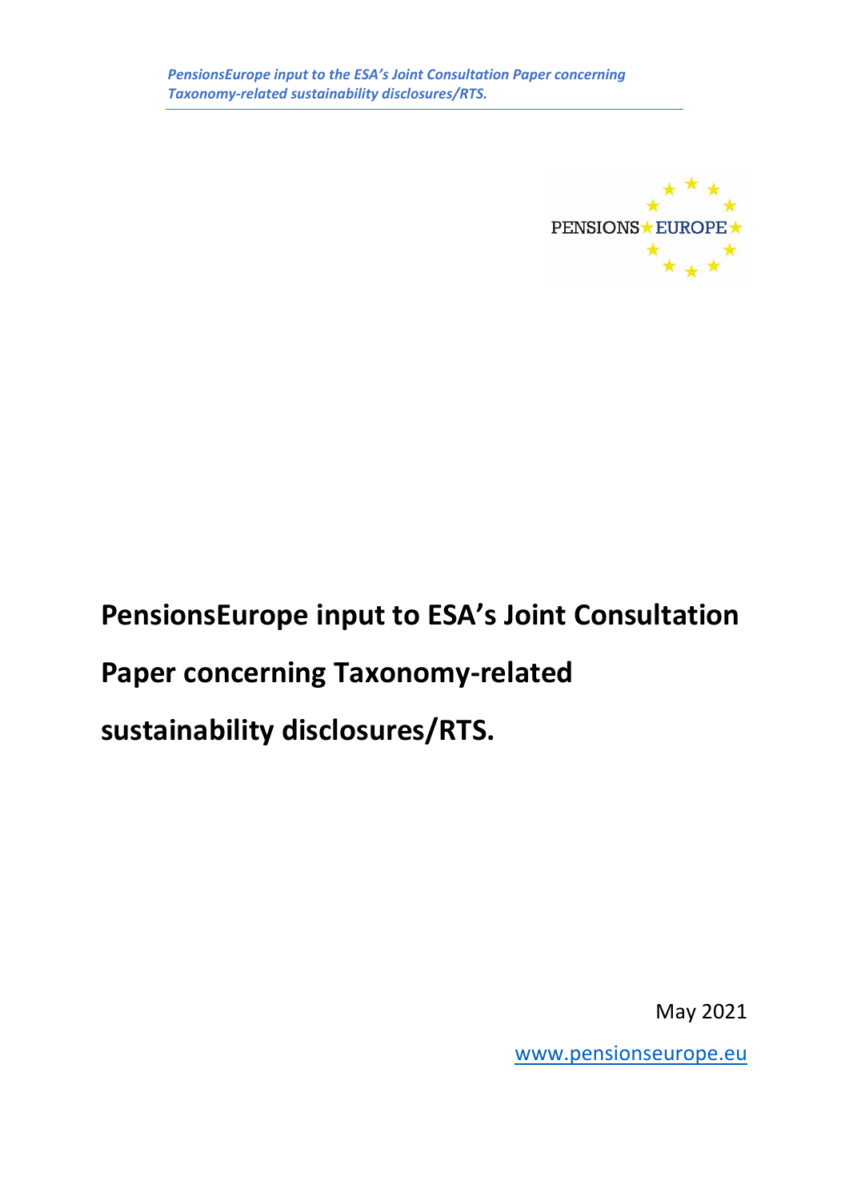# PensionsEurope input to ESA's Joint Consultation Paper concerning Taxonomy-related sustainability disclosures/RTS.

May 2021

www.pensionseurope.eu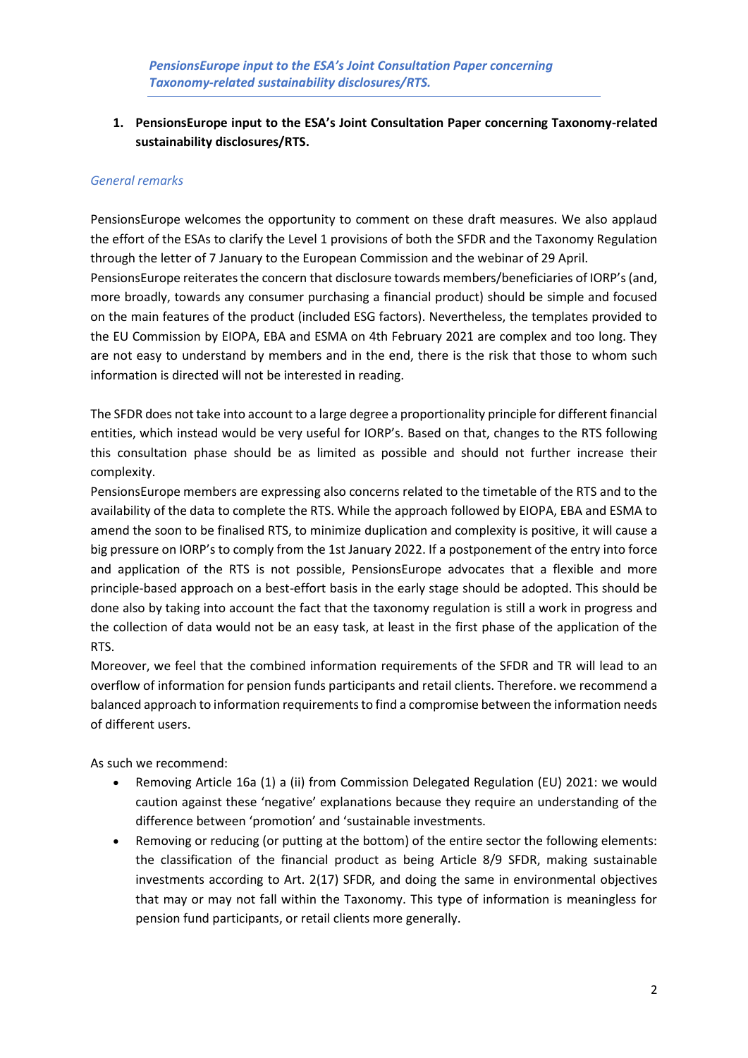*PensionsEurope input to the ESA's Joint Consultation Paper concerning Taxonomy-related sustainability disclosures/RTS.*

1. **PensionsEurope input to the ESA's Joint Consultation Paper concerning Taxonomy-related sustainability disclosures/RTS.**

*General remarks*

PensionsEurope welcomes the opportunity to comment on these draft measures. We also applaud the effort of the ESAs to clarify the Level 1 provisions of both the SFDR and the Taxonomy Regulation through the letter of 7 January to the European Commission and the webinar of 29 April.
PensionsEurope reiterates the concern that disclosure towards members/beneficiaries of IORP's (and, more broadly, towards any consumer purchasing a financial product) should be simple and focused on the main features of the product (included ESG factors). Nevertheless, the templates provided to the EU Commission by EIOPA, EBA and ESMA on 4th February 2021 are complex and too long. They are not easy to understand by members and in the end, there is the risk that those to whom such information is directed will not be interested in reading.

The SFDR does not take into account to a large degree a proportionality principle for different financial entities, which instead would be very useful for IORP's. Based on that, changes to the RTS following this consultation phase should be as limited as possible and should not further increase their complexity.
PensionsEurope members are expressing also concerns related to the timetable of the RTS and to the availability of the data to complete the RTS. While the approach followed by EIOPA, EBA and ESMA to amend the soon to be finalised RTS, to minimize duplication and complexity is positive, it will cause a big pressure on IORP's to comply from the 1st January 2022. If a postponement of the entry into force and application of the RTS is not possible, PensionsEurope advocates that a flexible and more principle-based approach on a best-effort basis in the early stage should be adopted. This should be done also by taking into account the fact that the taxonomy regulation is still a work in progress and the collection of data would not be an easy task, at least in the first phase of the application of the RTS.
Moreover, we feel that the combined information requirements of the SFDR and TR will lead to an overflow of information for pension funds participants and retail clients. Therefore. we recommend a balanced approach to information requirements to find a compromise between the information needs of different users.

As such we recommend:

- Removing Article 16a (1) a (ii) from Commission Delegated Regulation (EU) 2021: we would caution against these 'negative' explanations because they require an understanding of the difference between 'promotion' and 'sustainable investments.
- Removing or reducing (or putting at the bottom) of the entire sector the following elements: the classification of the financial product as being Article 8/9 SFDR, making sustainable investments according to Art. 2(17) SFDR, and doing the same in environmental objectives that may or may not fall within the Taxonomy. This type of information is meaningless for pension fund participants, or retail clients more generally.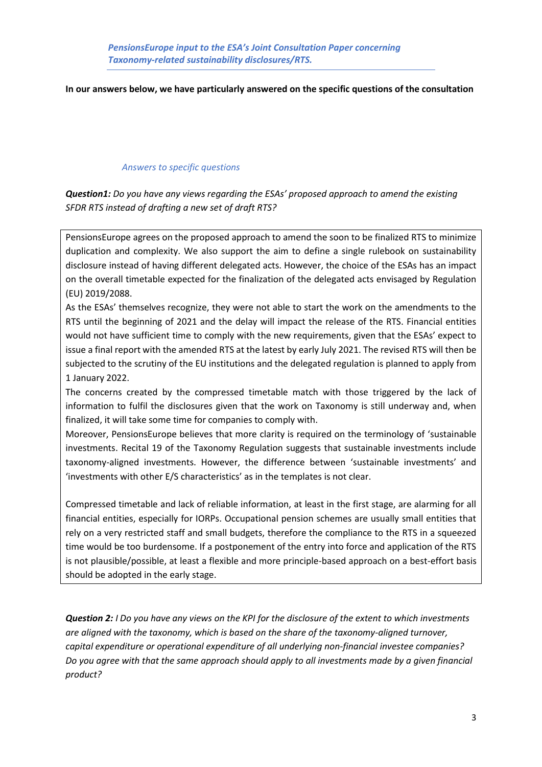*PensionsEurope input to the ESA's Joint Consultation Paper concerning Taxonomy-related sustainability disclosures/RTS.*

**In our answers below, we have particularly answered on the specific questions of the consultation**

*Answers to specific questions*

***Question1:*** *Do you have any views regarding the ESAs' proposed approach to amend the existing SFDR RTS instead of drafting a new set of draft RTS?*

PensionsEurope agrees on the proposed approach to amend the soon to be finalized RTS to minimize duplication and complexity. We also support the aim to define a single rulebook on sustainability disclosure instead of having different delegated acts. However, the choice of the ESAs has an impact on the overall timetable expected for the finalization of the delegated acts envisaged by Regulation (EU) 2019/2088.

As the ESAs' themselves recognize, they were not able to start the work on the amendments to the RTS until the beginning of 2021 and the delay will impact the release of the RTS. Financial entities would not have sufficient time to comply with the new requirements, given that the ESAs' expect to issue a final report with the amended RTS at the latest by early July 2021. The revised RTS will then be subjected to the scrutiny of the EU institutions and the delegated regulation is planned to apply from 1 January 2022.

The concerns created by the compressed timetable match with those triggered by the lack of information to fulfil the disclosures given that the work on Taxonomy is still underway and, when finalized, it will take some time for companies to comply with.

Moreover, PensionsEurope believes that more clarity is required on the terminology of 'sustainable investments. Recital 19 of the Taxonomy Regulation suggests that sustainable investments include taxonomy-aligned investments. However, the difference between 'sustainable investments' and 'investments with other E/S characteristics' as in the templates is not clear.

Compressed timetable and lack of reliable information, at least in the first stage, are alarming for all financial entities, especially for IORPs. Occupational pension schemes are usually small entities that rely on a very restricted staff and small budgets, therefore the compliance to the RTS in a squeezed time would be too burdensome. If a postponement of the entry into force and application of the RTS is not plausible/possible, at least a flexible and more principle-based approach on a best-effort basis should be adopted in the early stage.

***Question 2:*** *I Do you have any views on the KPI for the disclosure of the extent to which investments are aligned with the taxonomy, which is based on the share of the taxonomy-aligned turnover, capital expenditure or operational expenditure of all underlying non-financial investee companies? Do you agree with that the same approach should apply to all investments made by a given financial product?*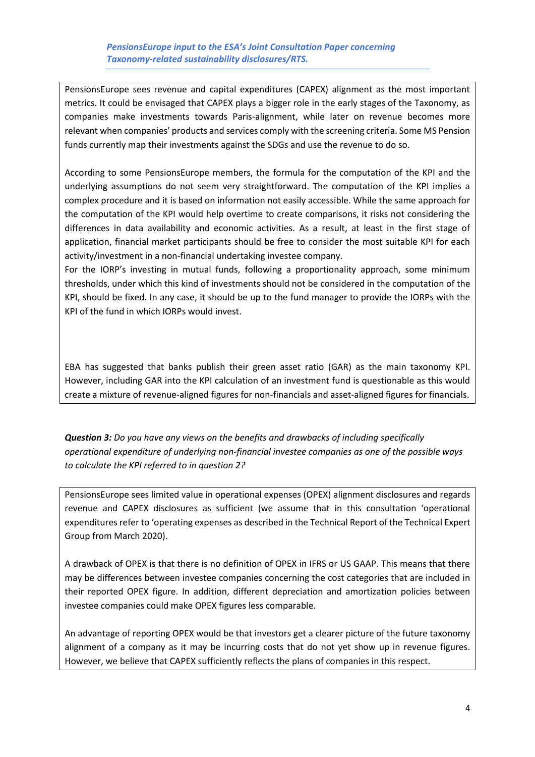PensionsEurope sees revenue and capital expenditures (CAPEX) alignment as the most important metrics. It could be envisaged that CAPEX plays a bigger role in the early stages of the Taxonomy, as companies make investments towards Paris-alignment, while later on revenue becomes more relevant when companies' products and services comply with the screening criteria. Some MS Pension funds currently map their investments against the SDGs and use the revenue to do so.

According to some PensionsEurope members, the formula for the computation of the KPI and the underlying assumptions do not seem very straightforward. The computation of the KPI implies a complex procedure and it is based on information not easily accessible. While the same approach for the computation of the KPI would help overtime to create comparisons, it risks not considering the differences in data availability and economic activities. As a result, at least in the first stage of application, financial market participants should be free to consider the most suitable KPI for each activity/investment in a non-financial undertaking investee company.

For the IORP's investing in mutual funds, following a proportionality approach, some minimum thresholds, under which this kind of investments should not be considered in the computation of the KPI, should be fixed. In any case, it should be up to the fund manager to provide the IORPs with the KPI of the fund in which IORPs would invest.

EBA has suggested that banks publish their green asset ratio (GAR) as the main taxonomy KPI. However, including GAR into the KPI calculation of an investment fund is questionable as this would create a mixture of revenue-aligned figures for non-financials and asset-aligned figures for financials.

***Question 3:*** *Do you have any views on the benefits and drawbacks of including specifically operational expenditure of underlying non-financial investee companies as one of the possible ways to calculate the KPI referred to in question 2?*

PensionsEurope sees limited value in operational expenses (OPEX) alignment disclosures and regards revenue and CAPEX disclosures as sufficient (we assume that in this consultation 'operational expenditures refer to 'operating expenses as described in the Technical Report of the Technical Expert Group from March 2020).

A drawback of OPEX is that there is no definition of OPEX in IFRS or US GAAP. This means that there may be differences between investee companies concerning the cost categories that are included in their reported OPEX figure. In addition, different depreciation and amortization policies between investee companies could make OPEX figures less comparable.

An advantage of reporting OPEX would be that investors get a clearer picture of the future taxonomy alignment of a company as it may be incurring costs that do not yet show up in revenue figures. However, we believe that CAPEX sufficiently reflects the plans of companies in this respect.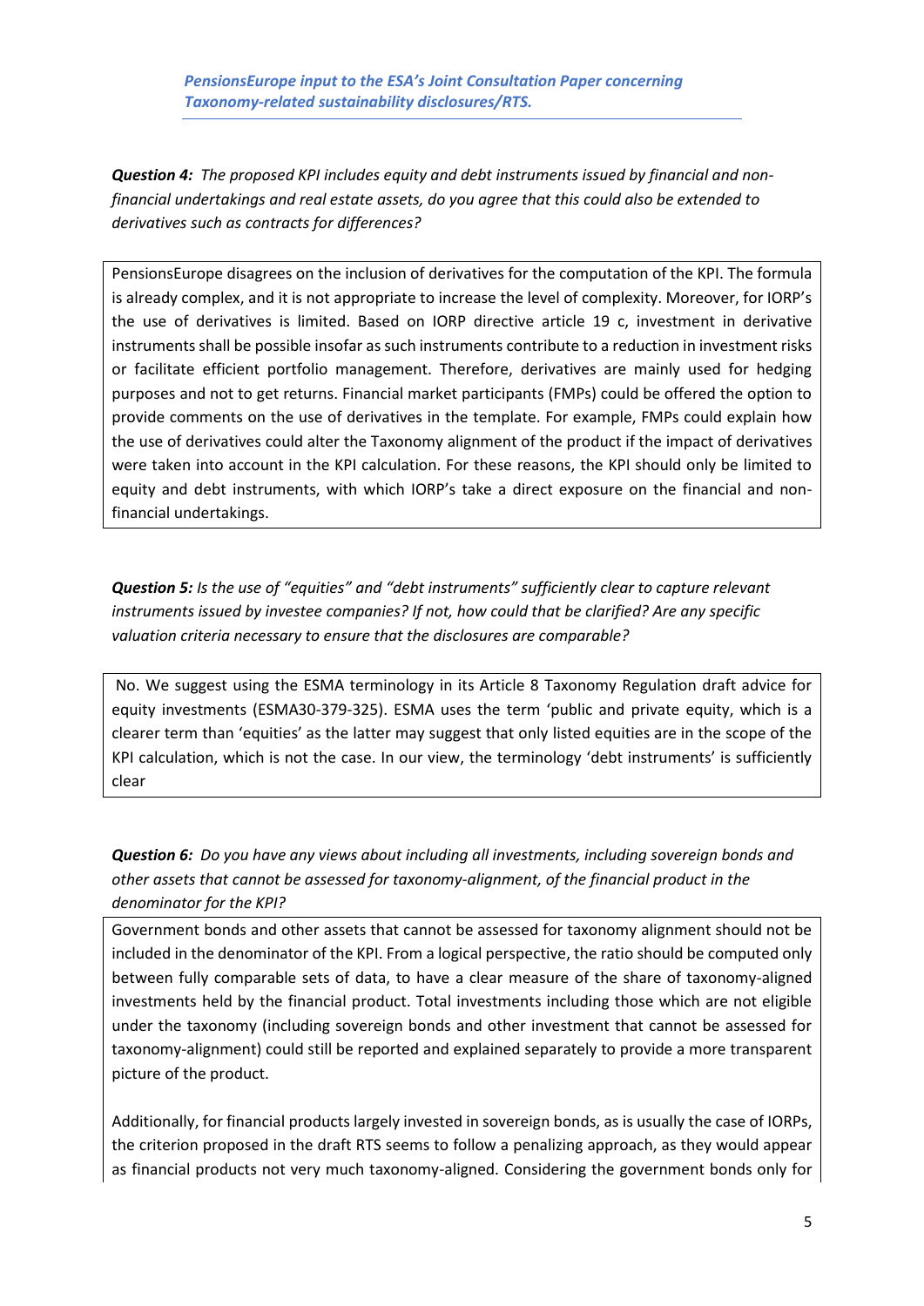***Question 4:** The proposed KPI includes equity and debt instruments issued by financial and non-financial undertakings and real estate assets, do you agree that this could also be extended to derivatives such as contracts for differences?*

PensionsEurope disagrees on the inclusion of derivatives for the computation of the KPI. The formula is already complex, and it is not appropriate to increase the level of complexity. Moreover, for IORP's the use of derivatives is limited. Based on IORP directive article 19 c, investment in derivative instruments shall be possible insofar as such instruments contribute to a reduction in investment risks or facilitate efficient portfolio management. Therefore, derivatives are mainly used for hedging purposes and not to get returns. Financial market participants (FMPs) could be offered the option to provide comments on the use of derivatives in the template. For example, FMPs could explain how the use of derivatives could alter the Taxonomy alignment of the product if the impact of derivatives were taken into account in the KPI calculation. For these reasons, the KPI should only be limited to equity and debt instruments, with which IORP's take a direct exposure on the financial and non-financial undertakings.

***Question 5:** Is the use of "equities" and "debt instruments" sufficiently clear to capture relevant instruments issued by investee companies? If not, how could that be clarified? Are any specific valuation criteria necessary to ensure that the disclosures are comparable?*

No. We suggest using the ESMA terminology in its Article 8 Taxonomy Regulation draft advice for equity investments (ESMA30-379-325). ESMA uses the term 'public and private equity, which is a clearer term than 'equities' as the latter may suggest that only listed equities are in the scope of the KPI calculation, which is not the case. In our view, the terminology 'debt instruments' is sufficiently clear

***Question 6:** Do you have any views about including all investments, including sovereign bonds and other assets that cannot be assessed for taxonomy-alignment, of the financial product in the denominator for the KPI?*

Government bonds and other assets that cannot be assessed for taxonomy alignment should not be included in the denominator of the KPI. From a logical perspective, the ratio should be computed only between fully comparable sets of data, to have a clear measure of the share of taxonomy-aligned investments held by the financial product. Total investments including those which are not eligible under the taxonomy (including sovereign bonds and other investment that cannot be assessed for taxonomy-alignment) could still be reported and explained separately to provide a more transparent picture of the product.

Additionally, for financial products largely invested in sovereign bonds, as is usually the case of IORPs, the criterion proposed in the draft RTS seems to follow a penalizing approach, as they would appear as financial products not very much taxonomy-aligned. Considering the government bonds only for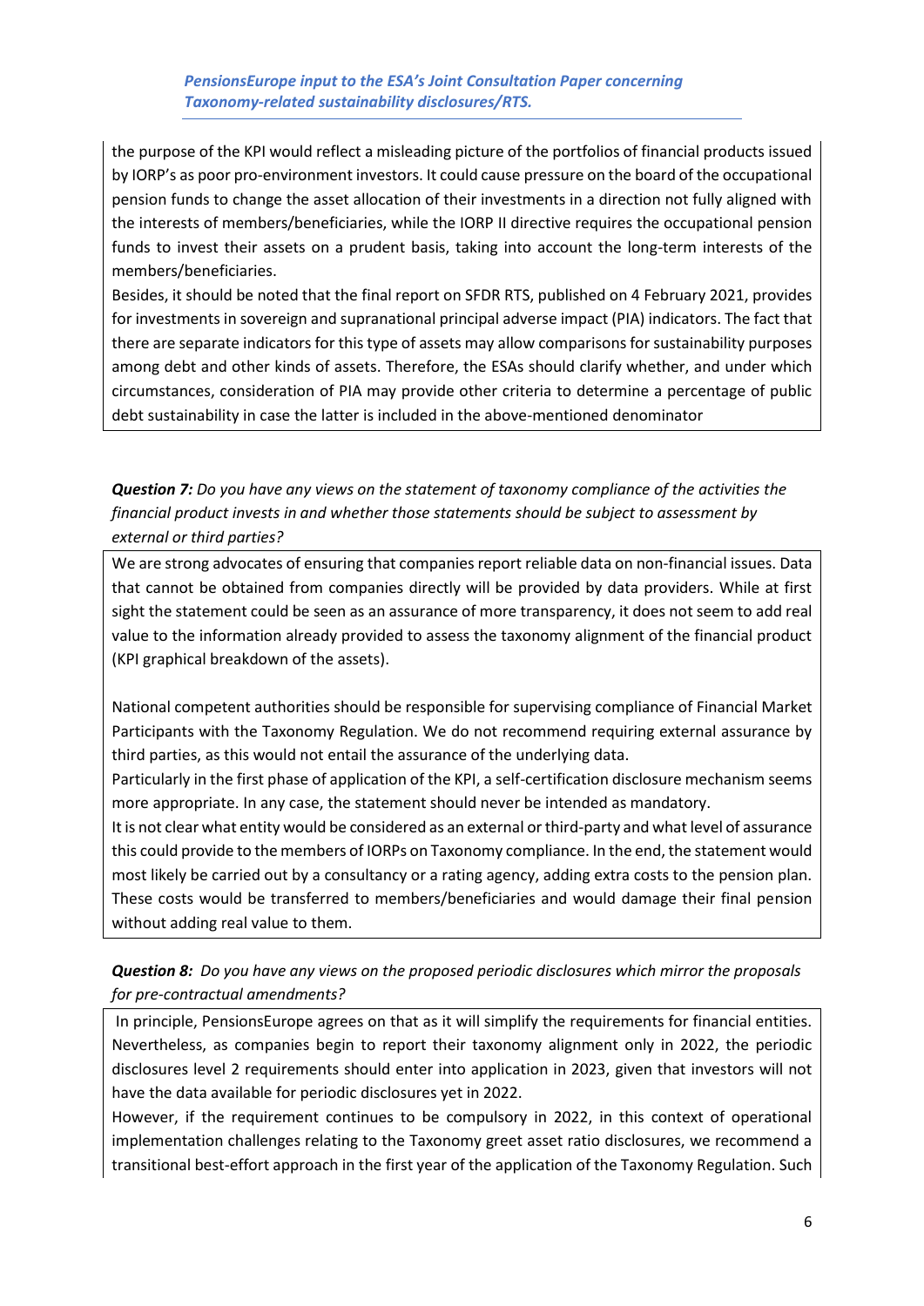the purpose of the KPI would reflect a misleading picture of the portfolios of financial products issued by IORP's as poor pro-environment investors. It could cause pressure on the board of the occupational pension funds to change the asset allocation of their investments in a direction not fully aligned with the interests of members/beneficiaries, while the IORP II directive requires the occupational pension funds to invest their assets on a prudent basis, taking into account the long-term interests of the members/beneficiaries.

Besides, it should be noted that the final report on SFDR RTS, published on 4 February 2021, provides for investments in sovereign and supranational principal adverse impact (PIA) indicators. The fact that there are separate indicators for this type of assets may allow comparisons for sustainability purposes among debt and other kinds of assets. Therefore, the ESAs should clarify whether, and under which circumstances, consideration of PIA may provide other criteria to determine a percentage of public debt sustainability in case the latter is included in the above-mentioned denominator

***Question 7:** Do you have any views on the statement of taxonomy compliance of the activities the financial product invests in and whether those statements should be subject to assessment by external or third parties?*

We are strong advocates of ensuring that companies report reliable data on non-financial issues. Data that cannot be obtained from companies directly will be provided by data providers. While at first sight the statement could be seen as an assurance of more transparency, it does not seem to add real value to the information already provided to assess the taxonomy alignment of the financial product (KPI graphical breakdown of the assets).

National competent authorities should be responsible for supervising compliance of Financial Market Participants with the Taxonomy Regulation. We do not recommend requiring external assurance by third parties, as this would not entail the assurance of the underlying data.

Particularly in the first phase of application of the KPI, a self-certification disclosure mechanism seems more appropriate. In any case, the statement should never be intended as mandatory.

It is not clear what entity would be considered as an external or third-party and what level of assurance this could provide to the members of IORPs on Taxonomy compliance. In the end, the statement would most likely be carried out by a consultancy or a rating agency, adding extra costs to the pension plan. These costs would be transferred to members/beneficiaries and would damage their final pension without adding real value to them.

***Question 8:** Do you have any views on the proposed periodic disclosures which mirror the proposals for pre-contractual amendments?*

In principle, PensionsEurope agrees on that as it will simplify the requirements for financial entities. Nevertheless, as companies begin to report their taxonomy alignment only in 2022, the periodic disclosures level 2 requirements should enter into application in 2023, given that investors will not have the data available for periodic disclosures yet in 2022.

However, if the requirement continues to be compulsory in 2022, in this context of operational implementation challenges relating to the Taxonomy greet asset ratio disclosures, we recommend a transitional best-effort approach in the first year of the application of the Taxonomy Regulation. Such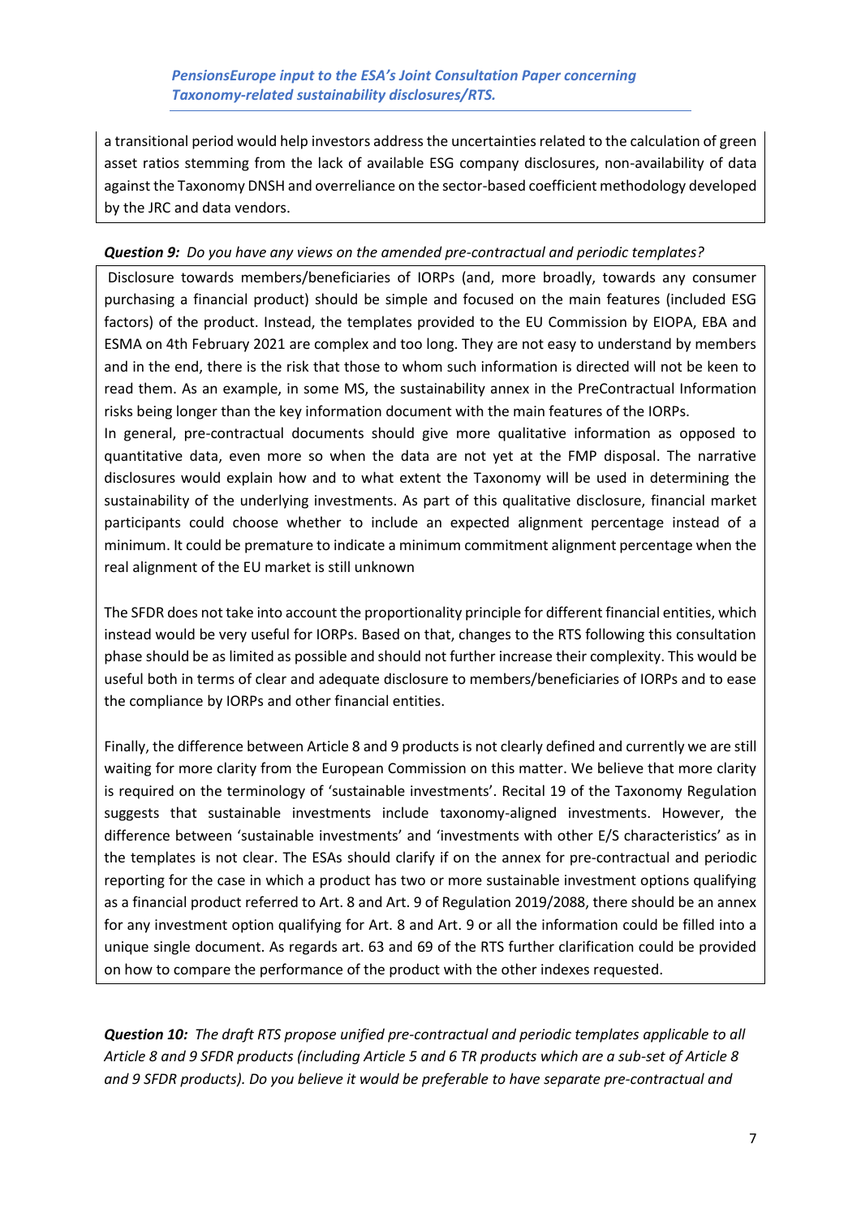a transitional period would help investors address the uncertainties related to the calculation of green asset ratios stemming from the lack of available ESG company disclosures, non-availability of data against the Taxonomy DNSH and overreliance on the sector-based coefficient methodology developed by the JRC and data vendors.

***Question 9:** Do you have any views on the amended pre-contractual and periodic templates?*

Disclosure towards members/beneficiaries of IORPs (and, more broadly, towards any consumer purchasing a financial product) should be simple and focused on the main features (included ESG factors) of the product. Instead, the templates provided to the EU Commission by EIOPA, EBA and ESMA on 4th February 2021 are complex and too long. They are not easy to understand by members and in the end, there is the risk that those to whom such information is directed will not be keen to read them. As an example, in some MS, the sustainability annex in the PreContractual Information risks being longer than the key information document with the main features of the IORPs.
In general, pre-contractual documents should give more qualitative information as opposed to quantitative data, even more so when the data are not yet at the FMP disposal. The narrative disclosures would explain how and to what extent the Taxonomy will be used in determining the sustainability of the underlying investments. As part of this qualitative disclosure, financial market participants could choose whether to include an expected alignment percentage instead of a minimum. It could be premature to indicate a minimum commitment alignment percentage when the real alignment of the EU market is still unknown

The SFDR does not take into account the proportionality principle for different financial entities, which instead would be very useful for IORPs. Based on that, changes to the RTS following this consultation phase should be as limited as possible and should not further increase their complexity. This would be useful both in terms of clear and adequate disclosure to members/beneficiaries of IORPs and to ease the compliance by IORPs and other financial entities.

Finally, the difference between Article 8 and 9 products is not clearly defined and currently we are still waiting for more clarity from the European Commission on this matter. We believe that more clarity is required on the terminology of 'sustainable investments'. Recital 19 of the Taxonomy Regulation suggests that sustainable investments include taxonomy-aligned investments. However, the difference between 'sustainable investments' and 'investments with other E/S characteristics' as in the templates is not clear. The ESAs should clarify if on the annex for pre-contractual and periodic reporting for the case in which a product has two or more sustainable investment options qualifying as a financial product referred to Art. 8 and Art. 9 of Regulation 2019/2088, there should be an annex for any investment option qualifying for Art. 8 and Art. 9 or all the information could be filled into a unique single document. As regards art. 63 and 69 of the RTS further clarification could be provided on how to compare the performance of the product with the other indexes requested.

***Question 10:** The draft RTS propose unified pre-contractual and periodic templates applicable to all Article 8 and 9 SFDR products (including Article 5 and 6 TR products which are a sub-set of Article 8 and 9 SFDR products). Do you believe it would be preferable to have separate pre-contractual and*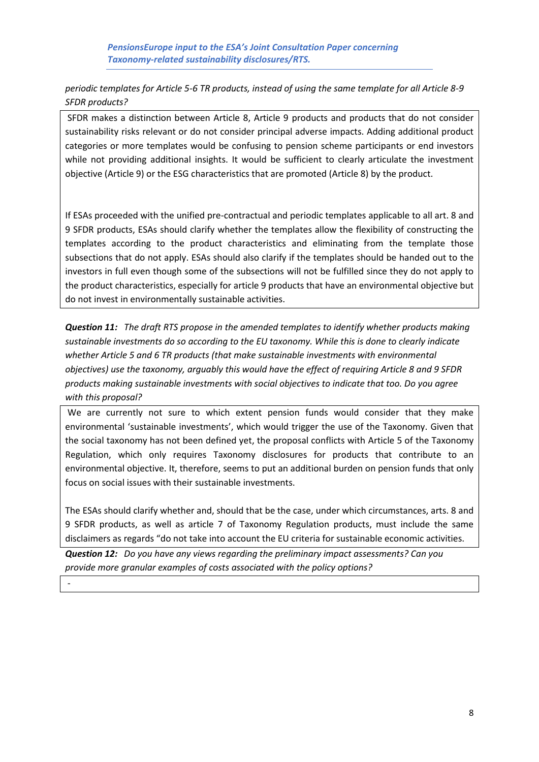*periodic templates for Article 5-6 TR products, instead of using the same template for all Article 8-9 SFDR products?*

SFDR makes a distinction between Article 8, Article 9 products and products that do not consider sustainability risks relevant or do not consider principal adverse impacts. Adding additional product categories or more templates would be confusing to pension scheme participants or end investors while not providing additional insights. It would be sufficient to clearly articulate the investment objective (Article 9) or the ESG characteristics that are promoted (Article 8) by the product.

If ESAs proceeded with the unified pre-contractual and periodic templates applicable to all art. 8 and 9 SFDR products, ESAs should clarify whether the templates allow the flexibility of constructing the templates according to the product characteristics and eliminating from the template those subsections that do not apply. ESAs should also clarify if the templates should be handed out to the investors in full even though some of the subsections will not be fulfilled since they do not apply to the product characteristics, especially for article 9 products that have an environmental objective but do not invest in environmentally sustainable activities.

***Question 11:*** *The draft RTS propose in the amended templates to identify whether products making sustainable investments do so according to the EU taxonomy. While this is done to clearly indicate whether Article 5 and 6 TR products (that make sustainable investments with environmental objectives) use the taxonomy, arguably this would have the effect of requiring Article 8 and 9 SFDR products making sustainable investments with social objectives to indicate that too. Do you agree with this proposal?*

We are currently not sure to which extent pension funds would consider that they make environmental 'sustainable investments', which would trigger the use of the Taxonomy. Given that the social taxonomy has not been defined yet, the proposal conflicts with Article 5 of the Taxonomy Regulation, which only requires Taxonomy disclosures for products that contribute to an environmental objective. It, therefore, seems to put an additional burden on pension funds that only focus on social issues with their sustainable investments.

The ESAs should clarify whether and, should that be the case, under which circumstances, arts. 8 and 9 SFDR products, as well as article 7 of Taxonomy Regulation products, must include the same disclaimers as regards "do not take into account the EU criteria for sustainable economic activities.

***Question 12:*** *Do you have any views regarding the preliminary impact assessments? Can you provide more granular examples of costs associated with the policy options?*

-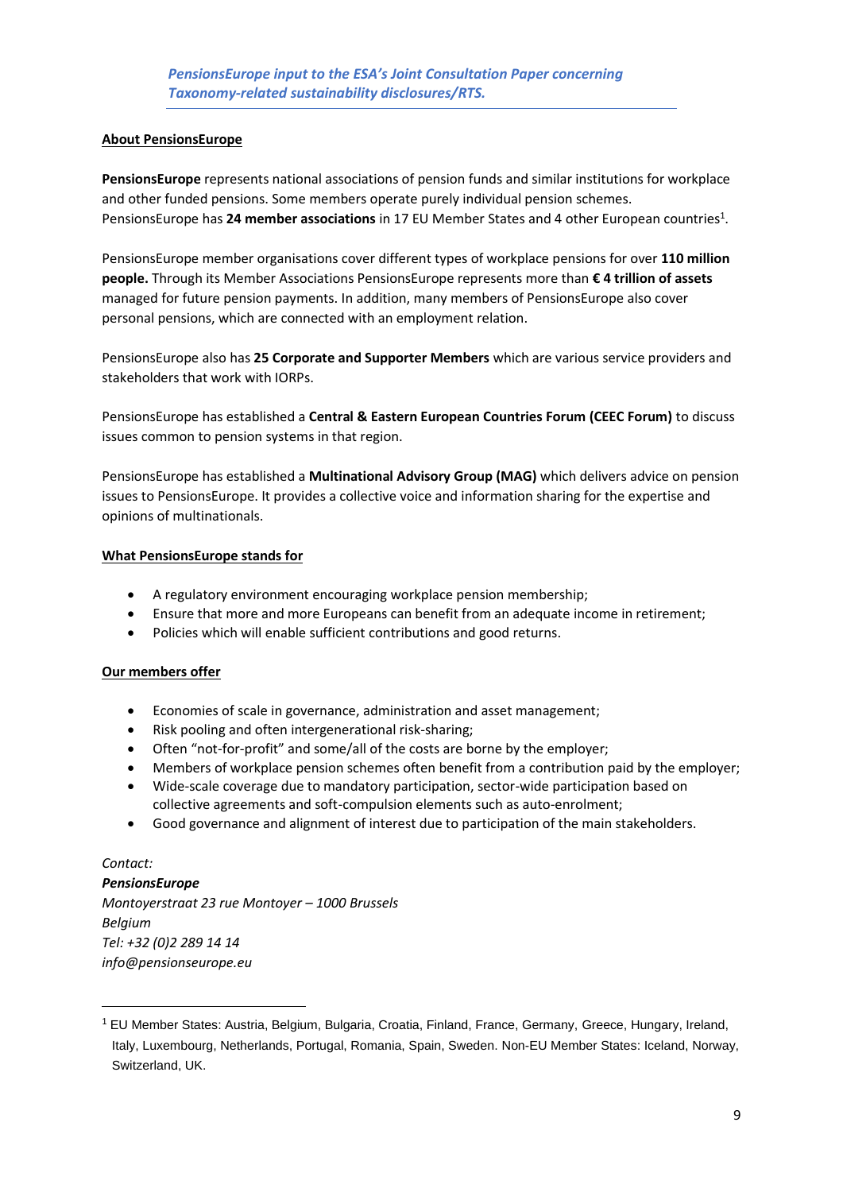*PensionsEurope input to the ESA's Joint Consultation Paper concerning Taxonomy-related sustainability disclosures/RTS.*

**About PensionsEurope**

**PensionsEurope** represents national associations of pension funds and similar institutions for workplace and other funded pensions. Some members operate purely individual pension schemes. PensionsEurope has **24 member associations** in 17 EU Member States and 4 other European countries[1].

PensionsEurope member organisations cover different types of workplace pensions for over **110 million people.** Through its Member Associations PensionsEurope represents more than **€ 4 trillion of assets** managed for future pension payments. In addition, many members of PensionsEurope also cover personal pensions, which are connected with an employment relation.

PensionsEurope also has **25 Corporate and Supporter Members** which are various service providers and stakeholders that work with IORPs.

PensionsEurope has established a **Central & Eastern European Countries Forum (CEEC Forum)** to discuss issues common to pension systems in that region.

PensionsEurope has established a **Multinational Advisory Group (MAG)** which delivers advice on pension issues to PensionsEurope. It provides a collective voice and information sharing for the expertise and opinions of multinationals.

**What PensionsEurope stands for**

- A regulatory environment encouraging workplace pension membership;
- Ensure that more and more Europeans can benefit from an adequate income in retirement;
- Policies which will enable sufficient contributions and good returns.

**Our members offer**

- Economies of scale in governance, administration and asset management;
- Risk pooling and often intergenerational risk-sharing;
- Often "not-for-profit" and some/all of the costs are borne by the employer;
- Members of workplace pension schemes often benefit from a contribution paid by the employer;
- Wide-scale coverage due to mandatory participation, sector-wide participation based on collective agreements and soft-compulsion elements such as auto-enrolment;
- Good governance and alignment of interest due to participation of the main stakeholders.

*Contact:*
***PensionsEurope***
*Montoyerstraat 23 rue Montoyer – 1000 Brussels*
*Belgium*
*Tel: +32 (0)2 289 14 14*
*info@pensionseurope.eu*

[1] EU Member States: Austria, Belgium, Bulgaria, Croatia, Finland, France, Germany, Greece, Hungary, Ireland, Italy, Luxembourg, Netherlands, Portugal, Romania, Spain, Sweden. Non-EU Member States: Iceland, Norway, Switzerland, UK.